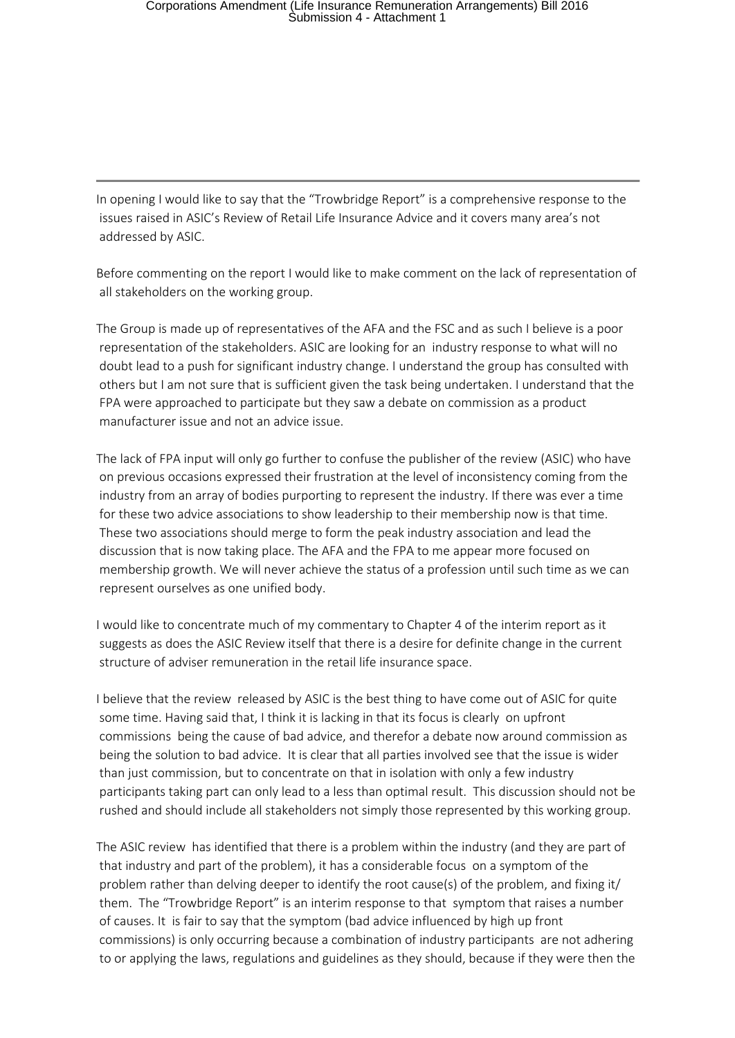In opening I would like to say that the "Trowbridge Report" is a comprehensive response to the issues raised in ASIC's Review of Retail Life Insurance Advice and it covers many area's not addressed by ASIC.

Before commenting on the report I would like to make comment on the lack of representation of all stakeholders on the working group.

The Group is made up of representatives of the AFA and the FSC and as such I believe is a poor representation of the stakeholders. ASIC are looking for an industry response to what will no doubt lead to a push for significant industry change. I understand the group has consulted with others but I am not sure that is sufficient given the task being undertaken. I understand that the FPA were approached to participate but they saw a debate on commission as a product manufacturer issue and not an advice issue.

The lack of FPA input will only go further to confuse the publisher of the review (ASIC) who have on previous occasions expressed their frustration at the level of inconsistency coming from the industry from an array of bodies purporting to represent the industry. If there was ever a time for these two advice associations to show leadership to their membership now is that time. These two associations should merge to form the peak industry association and lead the discussion that is now taking place. The AFA and the FPA to me appear more focused on membership growth. We will never achieve the status of a profession until such time as we can represent ourselves as one unified body.

I would like to concentrate much of my commentary to Chapter 4 of the interim report as it suggests as does the ASIC Review itself that there is a desire for definite change in the current structure of adviser remuneration in the retail life insurance space.

I believe that the review released by ASIC is the best thing to have come out of ASIC for quite some time. Having said that, I think it is lacking in that its focus is clearly on upfront commissions being the cause of bad advice, and therefor a debate now around commission as being the solution to bad advice. It is clear that all parties involved see that the issue is wider than just commission, but to concentrate on that in isolation with only a few industry participants taking part can only lead to a less than optimal result. This discussion should not be rushed and should include all stakeholders not simply those represented by this working group.

The ASIC review has identified that there is a problem within the industry (and they are part of that industry and part of the problem), it has a considerable focus on a symptom of the problem rather than delving deeper to identify the root cause(s) of the problem, and fixing it/ them. The "Trowbridge Report" is an interim response to that symptom that raises a number of causes. It is fair to say that the symptom (bad advice influenced by high up front commissions) is only occurring because a combination of industry participants are not adhering to or applying the laws, regulations and guidelines as they should, because if they were then the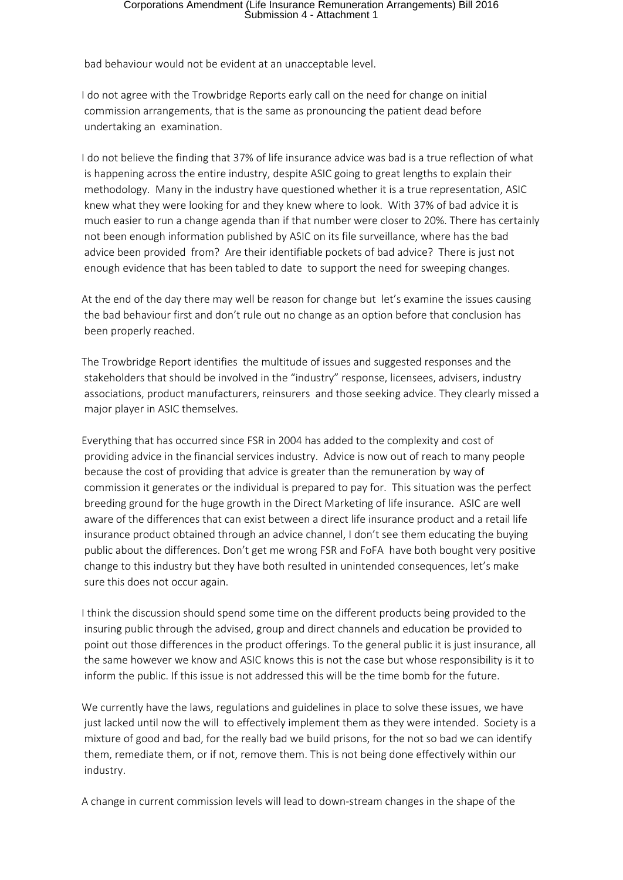bad behaviour would not be evident at an unacceptable level.

I do not agree with the Trowbridge Reports early call on the need for change on initial commission arrangements, that is the same as pronouncing the patient dead before undertaking an examination.

I do not believe the finding that 37% of life insurance advice was bad is a true reflection of what is happening across the entire industry, despite ASIC going to great lengths to explain their methodology. Many in the industry have questioned whether it is a true representation, ASIC knew what they were looking for and they knew where to look. With 37% of bad advice it is much easier to run a change agenda than if that number were closer to 20%. There has certainly not been enough information published by ASIC on its file surveillance, where has the bad advice been provided from? Are their identifiable pockets of bad advice? There is just not enough evidence that has been tabled to date to support the need for sweeping changes.

At the end of the day there may well be reason for change but let's examine the issues causing the bad behaviour first and don't rule out no change as an option before that conclusion has been properly reached.

The Trowbridge Report identifies the multitude of issues and suggested responses and the stakeholders that should be involved in the "industry" response, licensees, advisers, industry associations, product manufacturers, reinsurers and those seeking advice. They clearly missed a major player in ASIC themselves.

Everything that has occurred since FSR in 2004 has added to the complexity and cost of providing advice in the financial services industry. Advice is now out of reach to many people because the cost of providing that advice is greater than the remuneration by way of commission it generates or the individual is prepared to pay for. This situation was the perfect breeding ground for the huge growth in the Direct Marketing of life insurance. ASIC are well aware of the differences that can exist between a direct life insurance product and a retail life insurance product obtained through an advice channel, I don't see them educating the buying public about the differences. Don't get me wrong FSR and FoFA have both bought very positive change to this industry but they have both resulted in unintended consequences, let's make sure this does not occur again.

I think the discussion should spend some time on the different products being provided to the insuring public through the advised, group and direct channels and education be provided to point out those differences in the product offerings. To the general public it is just insurance, all the same however we know and ASIC knows this is not the case but whose responsibility is it to inform the public. If this issue is not addressed this will be the time bomb for the future.

We currently have the laws, regulations and guidelines in place to solve these issues, we have just lacked until now the will to effectively implement them as they were intended. Society is a mixture of good and bad, for the really bad we build prisons, for the not so bad we can identify them, remediate them, or if not, remove them. This is not being done effectively within our industry.

A change in current commission levels will lead to down-stream changes in the shape of the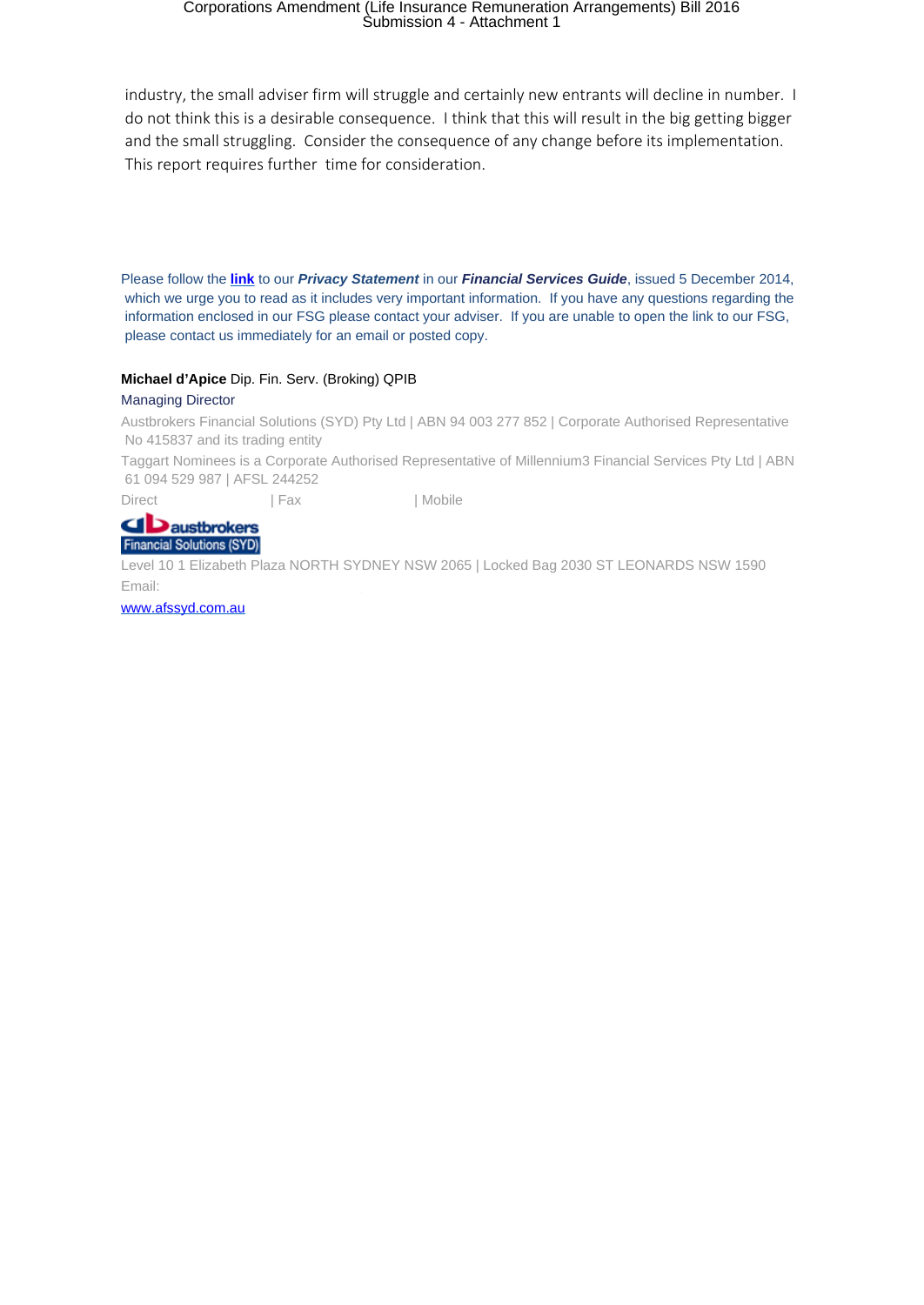industry, the small adviser firm will struggle and certainly new entrants will decline in number. I do not think this is a desirable consequence. I think that this will result in the big getting bigger and the small struggling. Consider the consequence of any change before its implementation. This report requires further time for consideration.

Please follow the **link** to our ***Privacy Statement*** in our ***Financial Services Guide***, issued 5 December 2014, which we urge you to read as it includes very important information. If you have any questions regarding the information enclosed in our FSG please contact your adviser. If you are unable to open the link to our FSG, please contact us immediately for an email or posted copy.

**Michael d'Apice** Dip. Fin. Serv. (Broking) QPIB
Managing Director

Austbrokers Financial Solutions (SYD) Pty Ltd | ABN 94 003 277 852 | Corporate Authorised Representative No 415837 and its trading entity

Taggart Nominees is a Corporate Authorised Representative of Millennium3 Financial Services Pty Ltd | ABN 61 094 529 987 | AFSL 244252

Direct | Fax | Mobile

austbrokers Financial Solutions (SYD)

Level 10 1 Elizabeth Plaza NORTH SYDNEY NSW 2065 | Locked Bag 2030 ST LEONARDS NSW 1590

Email:

www.afssyd.com.au